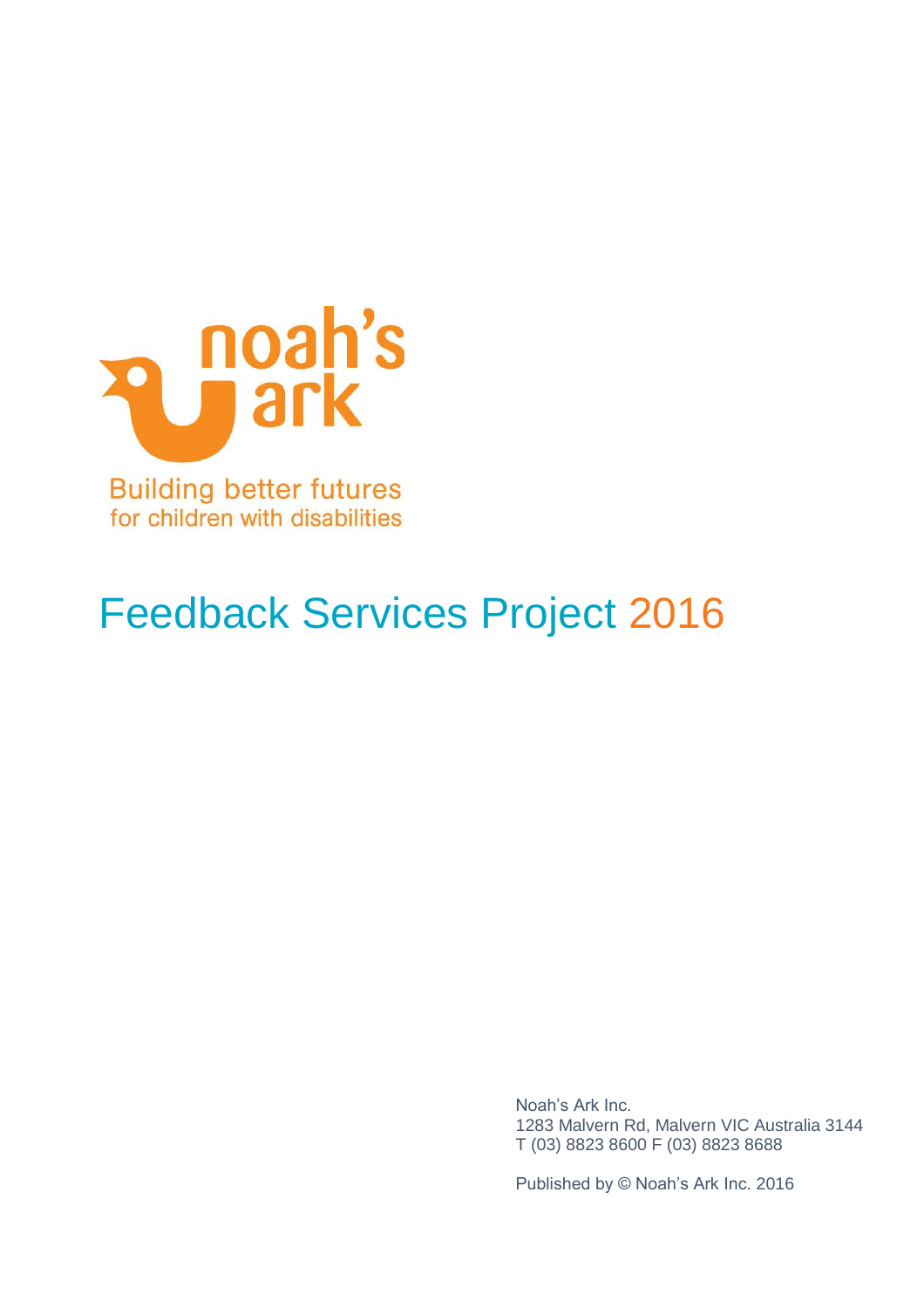noah's ark

Building better futures for children with disabilities

# Feedback Services Project 2016

Noah's Ark Inc.
1283 Malvern Rd, Malvern VIC Australia 3144
T (03) 8823 8600 F (03) 8823 8688

Published by © Noah's Ark Inc. 2016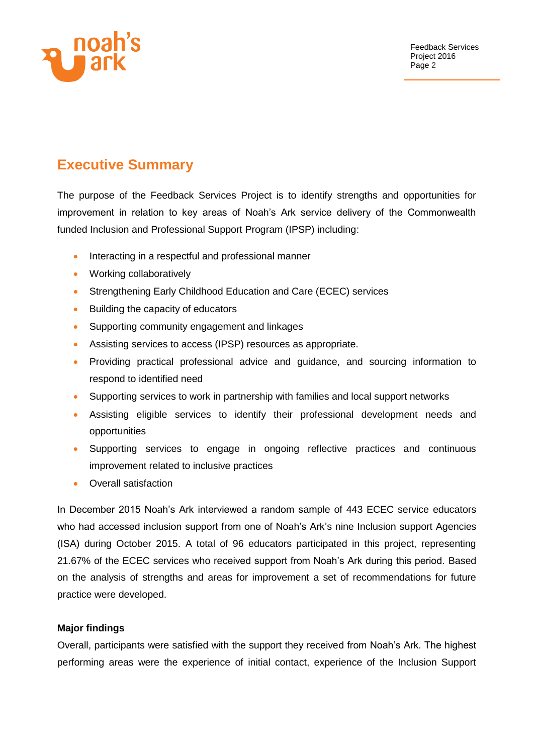## Executive Summary

The purpose of the Feedback Services Project is to identify strengths and opportunities for improvement in relation to key areas of Noah's Ark service delivery of the Commonwealth funded Inclusion and Professional Support Program (IPSP) including:

- Interacting in a respectful and professional manner
- Working collaboratively
- Strengthening Early Childhood Education and Care (ECEC) services
- Building the capacity of educators
- Supporting community engagement and linkages
- Assisting services to access (IPSP) resources as appropriate.
- Providing practical professional advice and guidance, and sourcing information to respond to identified need
- Supporting services to work in partnership with families and local support networks
- Assisting eligible services to identify their professional development needs and opportunities
- Supporting services to engage in ongoing reflective practices and continuous improvement related to inclusive practices
- Overall satisfaction

In December 2015 Noah's Ark interviewed a random sample of 443 ECEC service educators who had accessed inclusion support from one of Noah's Ark's nine Inclusion support Agencies (ISA) during October 2015. A total of 96 educators participated in this project, representing 21.67% of the ECEC services who received support from Noah's Ark during this period. Based on the analysis of strengths and areas for improvement a set of recommendations for future practice were developed.

**Major findings**

Overall, participants were satisfied with the support they received from Noah's Ark. The highest performing areas were the experience of initial contact, experience of the Inclusion Support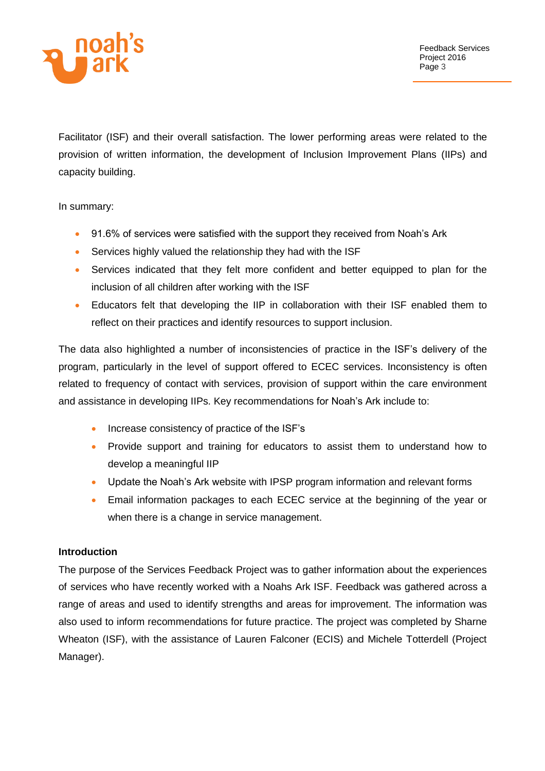Facilitator (ISF) and their overall satisfaction. The lower performing areas were related to the provision of written information, the development of Inclusion Improvement Plans (IIPs) and capacity building.

In summary:

- 91.6% of services were satisfied with the support they received from Noah's Ark
- Services highly valued the relationship they had with the ISF
- Services indicated that they felt more confident and better equipped to plan for the inclusion of all children after working with the ISF
- Educators felt that developing the IIP in collaboration with their ISF enabled them to reflect on their practices and identify resources to support inclusion.

The data also highlighted a number of inconsistencies of practice in the ISF's delivery of the program, particularly in the level of support offered to ECEC services. Inconsistency is often related to frequency of contact with services, provision of support within the care environment and assistance in developing IIPs. Key recommendations for Noah's Ark include to:

- Increase consistency of practice of the ISF's
- Provide support and training for educators to assist them to understand how to develop a meaningful IIP
- Update the Noah's Ark website with IPSP program information and relevant forms
- Email information packages to each ECEC service at the beginning of the year or when there is a change in service management.

**Introduction**

The purpose of the Services Feedback Project was to gather information about the experiences of services who have recently worked with a Noahs Ark ISF. Feedback was gathered across a range of areas and used to identify strengths and areas for improvement. The information was also used to inform recommendations for future practice. The project was completed by Sharne Wheaton (ISF), with the assistance of Lauren Falconer (ECIS) and Michele Totterdell (Project Manager).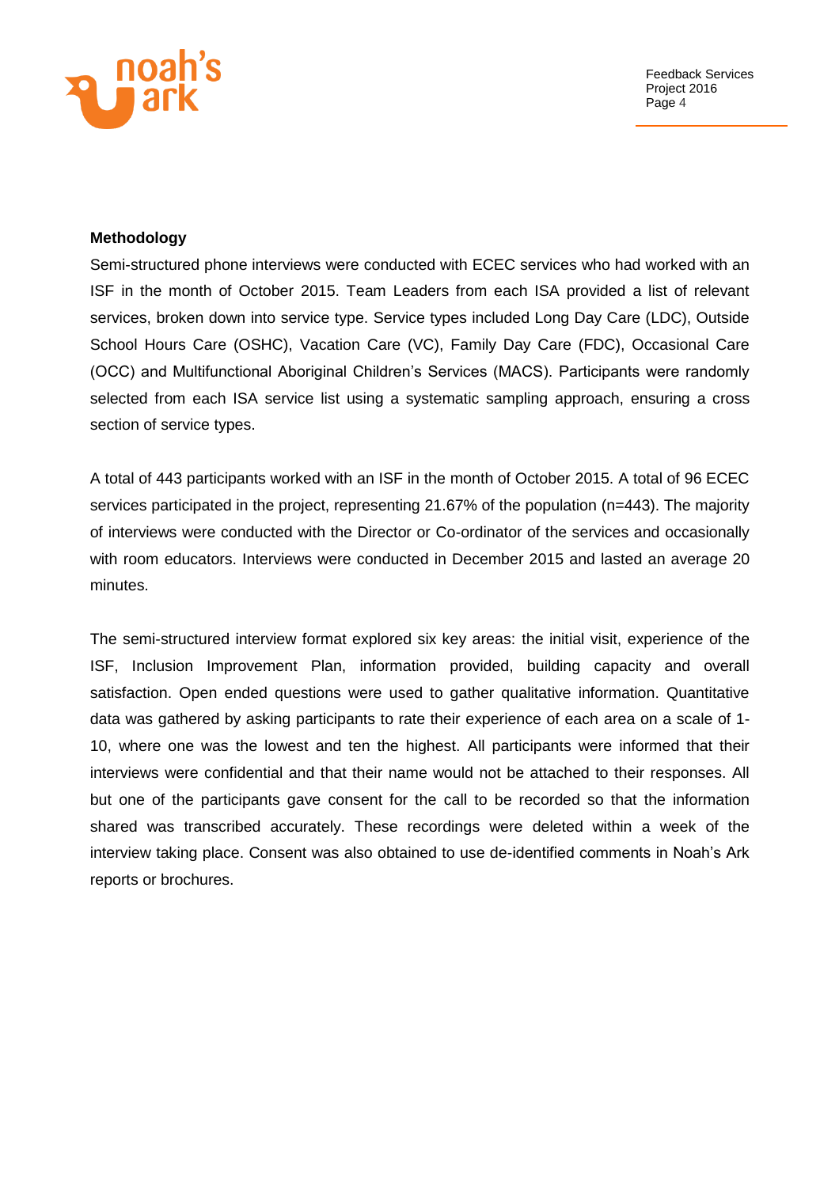**Methodology**

Semi-structured phone interviews were conducted with ECEC services who had worked with an ISF in the month of October 2015. Team Leaders from each ISA provided a list of relevant services, broken down into service type. Service types included Long Day Care (LDC), Outside School Hours Care (OSHC), Vacation Care (VC), Family Day Care (FDC), Occasional Care (OCC) and Multifunctional Aboriginal Children's Services (MACS). Participants were randomly selected from each ISA service list using a systematic sampling approach, ensuring a cross section of service types.

A total of 443 participants worked with an ISF in the month of October 2015. A total of 96 ECEC services participated in the project, representing 21.67% of the population (n=443). The majority of interviews were conducted with the Director or Co-ordinator of the services and occasionally with room educators. Interviews were conducted in December 2015 and lasted an average 20 minutes.

The semi-structured interview format explored six key areas: the initial visit, experience of the ISF, Inclusion Improvement Plan, information provided, building capacity and overall satisfaction. Open ended questions were used to gather qualitative information. Quantitative data was gathered by asking participants to rate their experience of each area on a scale of 1-10, where one was the lowest and ten the highest. All participants were informed that their interviews were confidential and that their name would not be attached to their responses. All but one of the participants gave consent for the call to be recorded so that the information shared was transcribed accurately. These recordings were deleted within a week of the interview taking place. Consent was also obtained to use de-identified comments in Noah's Ark reports or brochures.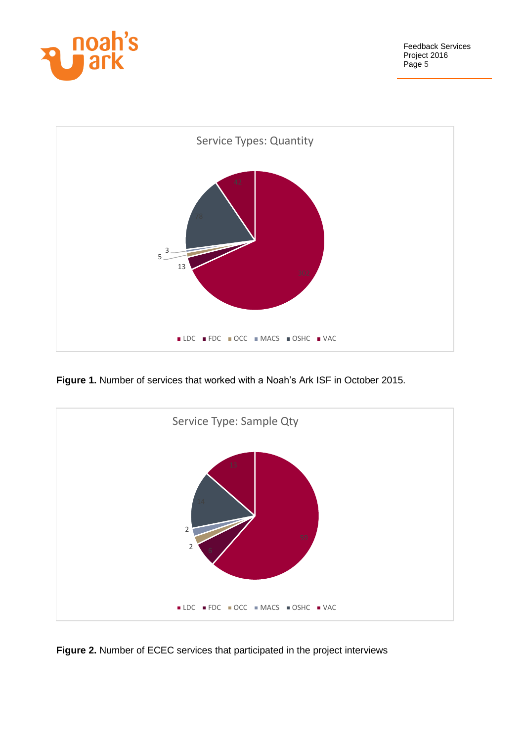Service Types: Quantity

| Service Type | Quantity |
|---|---|
| LDC | 302 |
| FDC | 13 |
| OCC | 5 |
| MACS | 3 |
| OSHC | 78 |
| VAC | 42 |

**Figure 1.** Number of services that worked with a Noah's Ark ISF in October 2015.

Service Type: Sample Qty

| Service Type | Sample Qty |
|---|---|
| LDC | 59 |
| FDC | 6 |
| OCC | 2 |
| MACS | 2 |
| OSHC | 14 |
| VAC | 13 |

**Figure 2.** Number of ECEC services that participated in the project interviews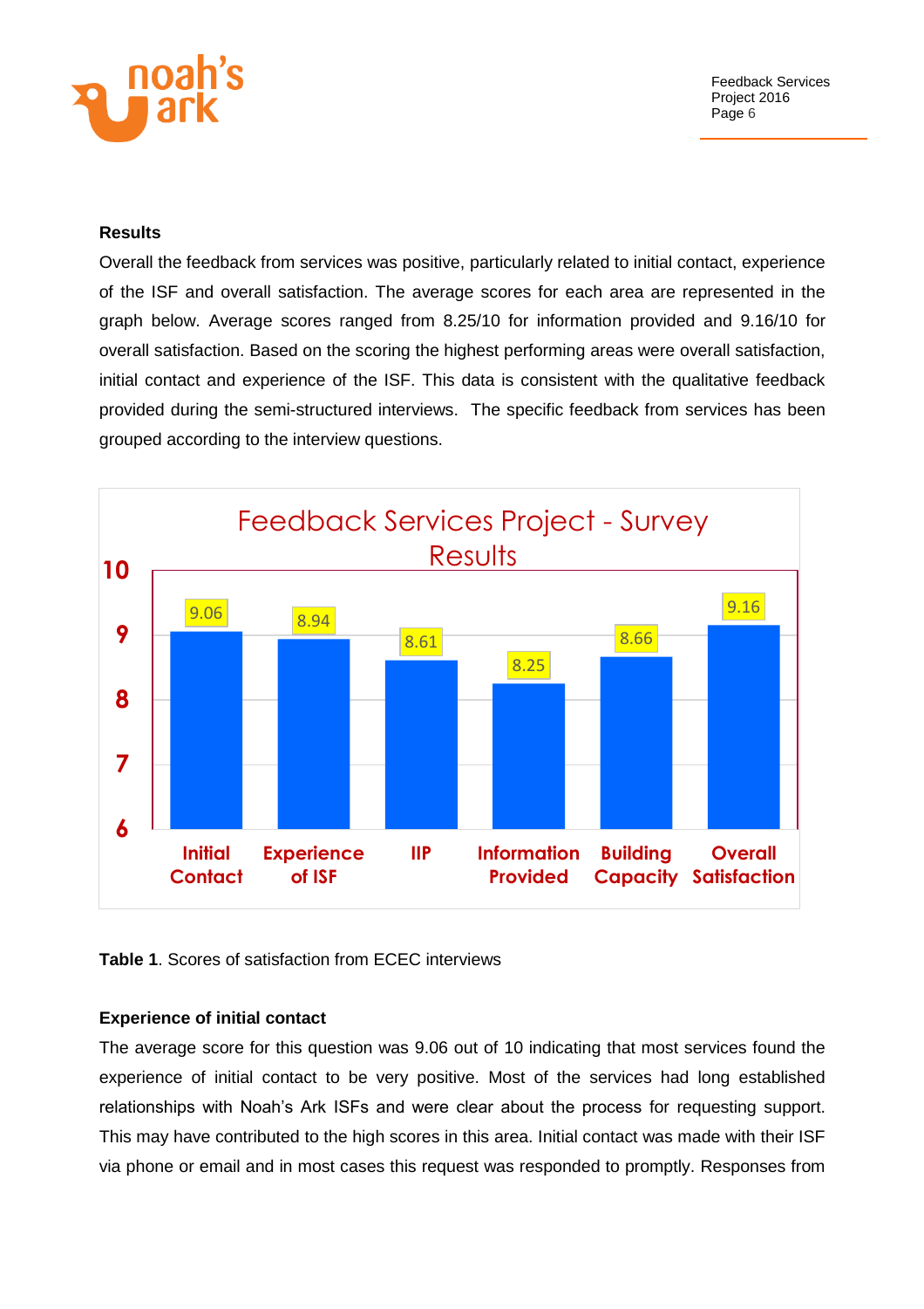## Results

Overall the feedback from services was positive, particularly related to initial contact, experience of the ISF and overall satisfaction. The average scores for each area are represented in the graph below. Average scores ranged from 8.25/10 for information provided and 9.16/10 for overall satisfaction. Based on the scoring the highest performing areas were overall satisfaction, initial contact and experience of the ISF. This data is consistent with the qualitative feedback provided during the semi-structured interviews. The specific feedback from services has been grouped according to the interview questions.

Feedback Services Project - Survey Results

| Area | Score |
|---|---|
| Initial Contact | 9.06 |
| Experience of ISF | 8.94 |
| IIP | 8.61 |
| Information Provided | 8.25 |
| Building Capacity | 8.66 |
| Overall Satisfaction | 9.16 |

**Table 1**. Scores of satisfaction from ECEC interviews

### Experience of initial contact

The average score for this question was 9.06 out of 10 indicating that most services found the experience of initial contact to be very positive. Most of the services had long established relationships with Noah's Ark ISFs and were clear about the process for requesting support. This may have contributed to the high scores in this area. Initial contact was made with their ISF via phone or email and in most cases this request was responded to promptly. Responses from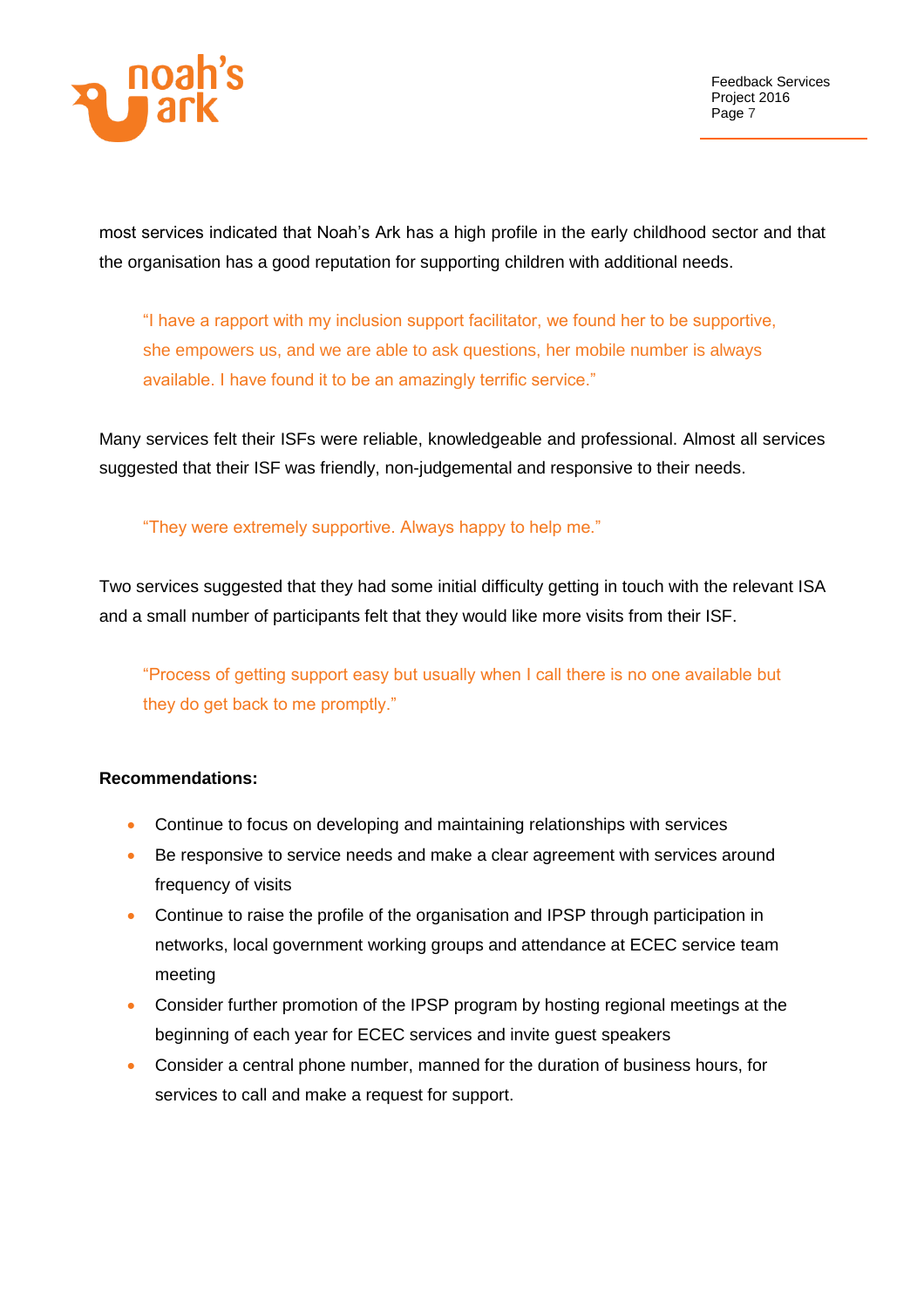most services indicated that Noah's Ark has a high profile in the early childhood sector and that the organisation has a good reputation for supporting children with additional needs.

> "I have a rapport with my inclusion support facilitator, we found her to be supportive, she empowers us, and we are able to ask questions, her mobile number is always available. I have found it to be an amazingly terrific service."

Many services felt their ISFs were reliable, knowledgeable and professional. Almost all services suggested that their ISF was friendly, non-judgemental and responsive to their needs.

> "They were extremely supportive. Always happy to help me."

Two services suggested that they had some initial difficulty getting in touch with the relevant ISA and a small number of participants felt that they would like more visits from their ISF.

> "Process of getting support easy but usually when I call there is no one available but they do get back to me promptly."

**Recommendations:**

- Continue to focus on developing and maintaining relationships with services
- Be responsive to service needs and make a clear agreement with services around frequency of visits
- Continue to raise the profile of the organisation and IPSP through participation in networks, local government working groups and attendance at ECEC service team meeting
- Consider further promotion of the IPSP program by hosting regional meetings at the beginning of each year for ECEC services and invite guest speakers
- Consider a central phone number, manned for the duration of business hours, for services to call and make a request for support.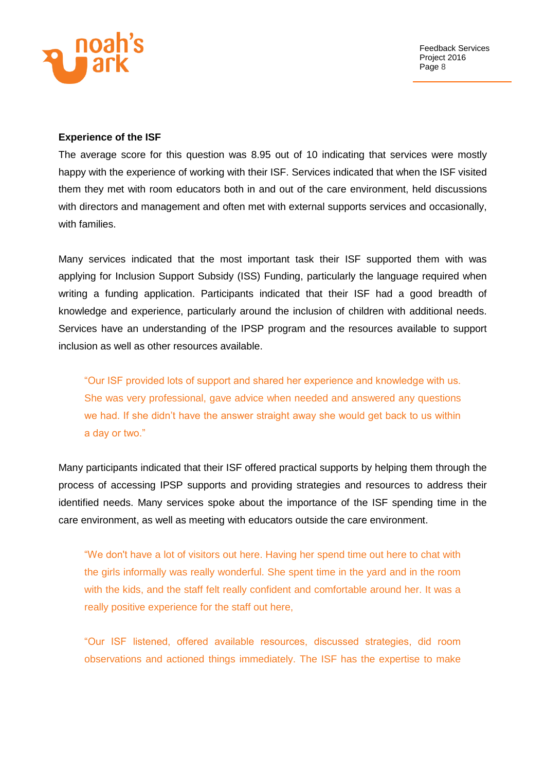**Experience of the ISF**

The average score for this question was 8.95 out of 10 indicating that services were mostly happy with the experience of working with their ISF. Services indicated that when the ISF visited them they met with room educators both in and out of the care environment, held discussions with directors and management and often met with external supports services and occasionally, with families.

Many services indicated that the most important task their ISF supported them with was applying for Inclusion Support Subsidy (ISS) Funding, particularly the language required when writing a funding application. Participants indicated that their ISF had a good breadth of knowledge and experience, particularly around the inclusion of children with additional needs. Services have an understanding of the IPSP program and the resources available to support inclusion as well as other resources available.

> "Our ISF provided lots of support and shared her experience and knowledge with us. She was very professional, gave advice when needed and answered any questions we had. If she didn't have the answer straight away she would get back to us within a day or two."

Many participants indicated that their ISF offered practical supports by helping them through the process of accessing IPSP supports and providing strategies and resources to address their identified needs. Many services spoke about the importance of the ISF spending time in the care environment, as well as meeting with educators outside the care environment.

> "We don't have a lot of visitors out here. Having her spend time out here to chat with the girls informally was really wonderful. She spent time in the yard and in the room with the kids, and the staff felt really confident and comfortable around her. It was a really positive experience for the staff out here,

> "Our ISF listened, offered available resources, discussed strategies, did room observations and actioned things immediately. The ISF has the expertise to make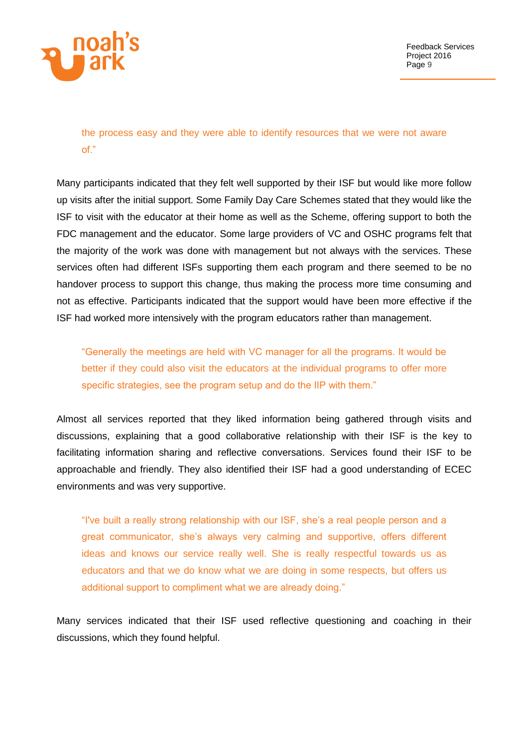> the process easy and they were able to identify resources that we were not aware of."

Many participants indicated that they felt well supported by their ISF but would like more follow up visits after the initial support. Some Family Day Care Schemes stated that they would like the ISF to visit with the educator at their home as well as the Scheme, offering support to both the FDC management and the educator. Some large providers of VC and OSHC programs felt that the majority of the work was done with management but not always with the services. These services often had different ISFs supporting them each program and there seemed to be no handover process to support this change, thus making the process more time consuming and not as effective. Participants indicated that the support would have been more effective if the ISF had worked more intensively with the program educators rather than management.

> "Generally the meetings are held with VC manager for all the programs. It would be better if they could also visit the educators at the individual programs to offer more specific strategies, see the program setup and do the IIP with them."

Almost all services reported that they liked information being gathered through visits and discussions, explaining that a good collaborative relationship with their ISF is the key to facilitating information sharing and reflective conversations. Services found their ISF to be approachable and friendly. They also identified their ISF had a good understanding of ECEC environments and was very supportive.

> "I've built a really strong relationship with our ISF, she's a real people person and a great communicator, she's always very calming and supportive, offers different ideas and knows our service really well. She is really respectful towards us as educators and that we do know what we are doing in some respects, but offers us additional support to compliment what we are already doing."

Many services indicated that their ISF used reflective questioning and coaching in their discussions, which they found helpful.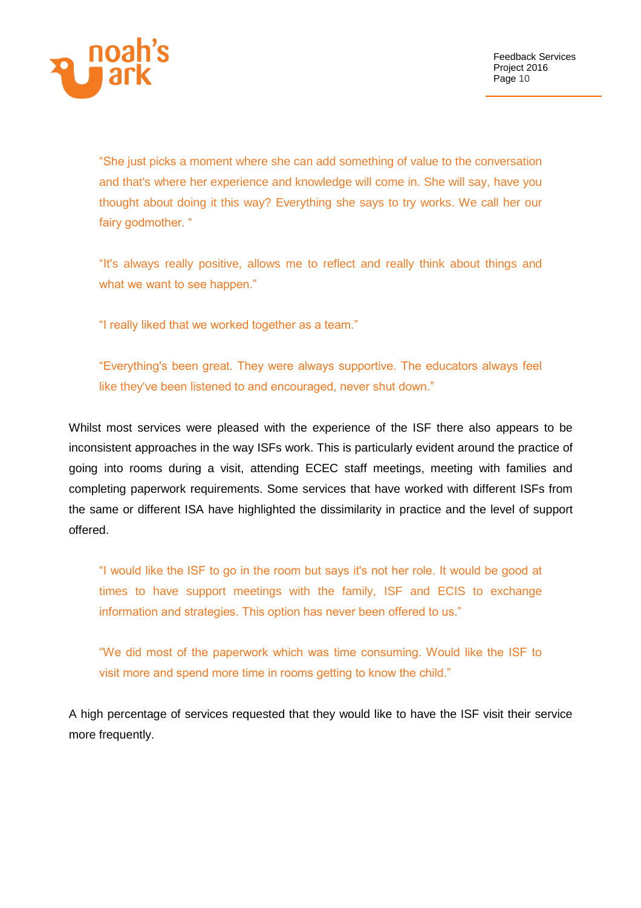> "She just picks a moment where she can add something of value to the conversation and that's where her experience and knowledge will come in. She will say, have you thought about doing it this way? Everything she says to try works. We call her our fairy godmother. "

> "It's always really positive, allows me to reflect and really think about things and what we want to see happen."

> "I really liked that we worked together as a team."

> "Everything's been great. They were always supportive. The educators always feel like they've been listened to and encouraged, never shut down."

Whilst most services were pleased with the experience of the ISF there also appears to be inconsistent approaches in the way ISFs work. This is particularly evident around the practice of going into rooms during a visit, attending ECEC staff meetings, meeting with families and completing paperwork requirements. Some services that have worked with different ISFs from the same or different ISA have highlighted the dissimilarity in practice and the level of support offered.

> "I would like the ISF to go in the room but says it's not her role. It would be good at times to have support meetings with the family, ISF and ECIS to exchange information and strategies. This option has never been offered to us."

> "We did most of the paperwork which was time consuming. Would like the ISF to visit more and spend more time in rooms getting to know the child."

A high percentage of services requested that they would like to have the ISF visit their service more frequently.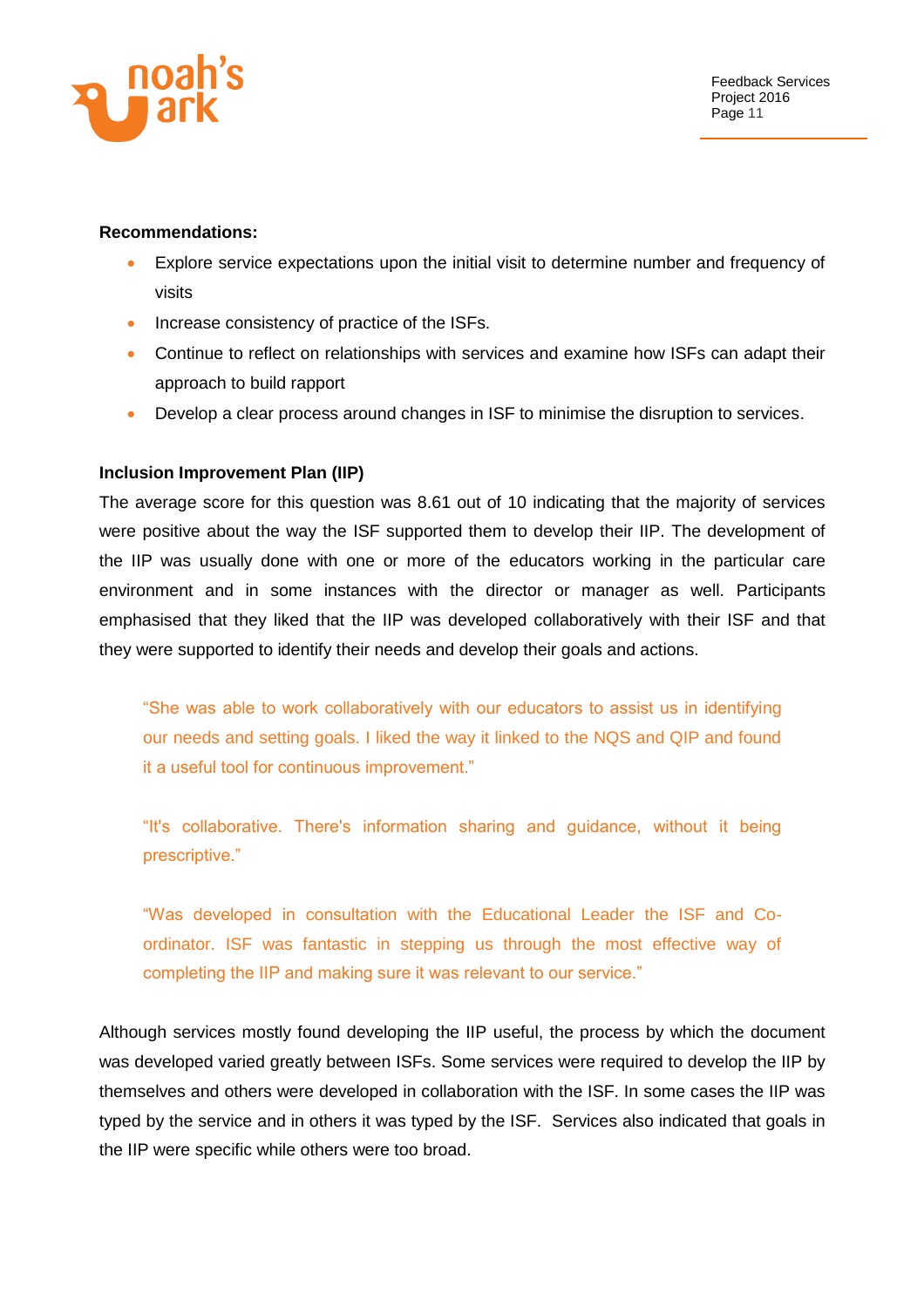**Recommendations:**

- Explore service expectations upon the initial visit to determine number and frequency of visits
- Increase consistency of practice of the ISFs.
- Continue to reflect on relationships with services and examine how ISFs can adapt their approach to build rapport
- Develop a clear process around changes in ISF to minimise the disruption to services.

**Inclusion Improvement Plan (IIP)**

The average score for this question was 8.61 out of 10 indicating that the majority of services were positive about the way the ISF supported them to develop their IIP. The development of the IIP was usually done with one or more of the educators working in the particular care environment and in some instances with the director or manager as well. Participants emphasised that they liked that the IIP was developed collaboratively with their ISF and that they were supported to identify their needs and develop their goals and actions.

> "She was able to work collaboratively with our educators to assist us in identifying our needs and setting goals. I liked the way it linked to the NQS and QIP and found it a useful tool for continuous improvement."

> "It's collaborative. There's information sharing and guidance, without it being prescriptive."

> "Was developed in consultation with the Educational Leader the ISF and Co-ordinator. ISF was fantastic in stepping us through the most effective way of completing the IIP and making sure it was relevant to our service."

Although services mostly found developing the IIP useful, the process by which the document was developed varied greatly between ISFs. Some services were required to develop the IIP by themselves and others were developed in collaboration with the ISF. In some cases the IIP was typed by the service and in others it was typed by the ISF. Services also indicated that goals in the IIP were specific while others were too broad.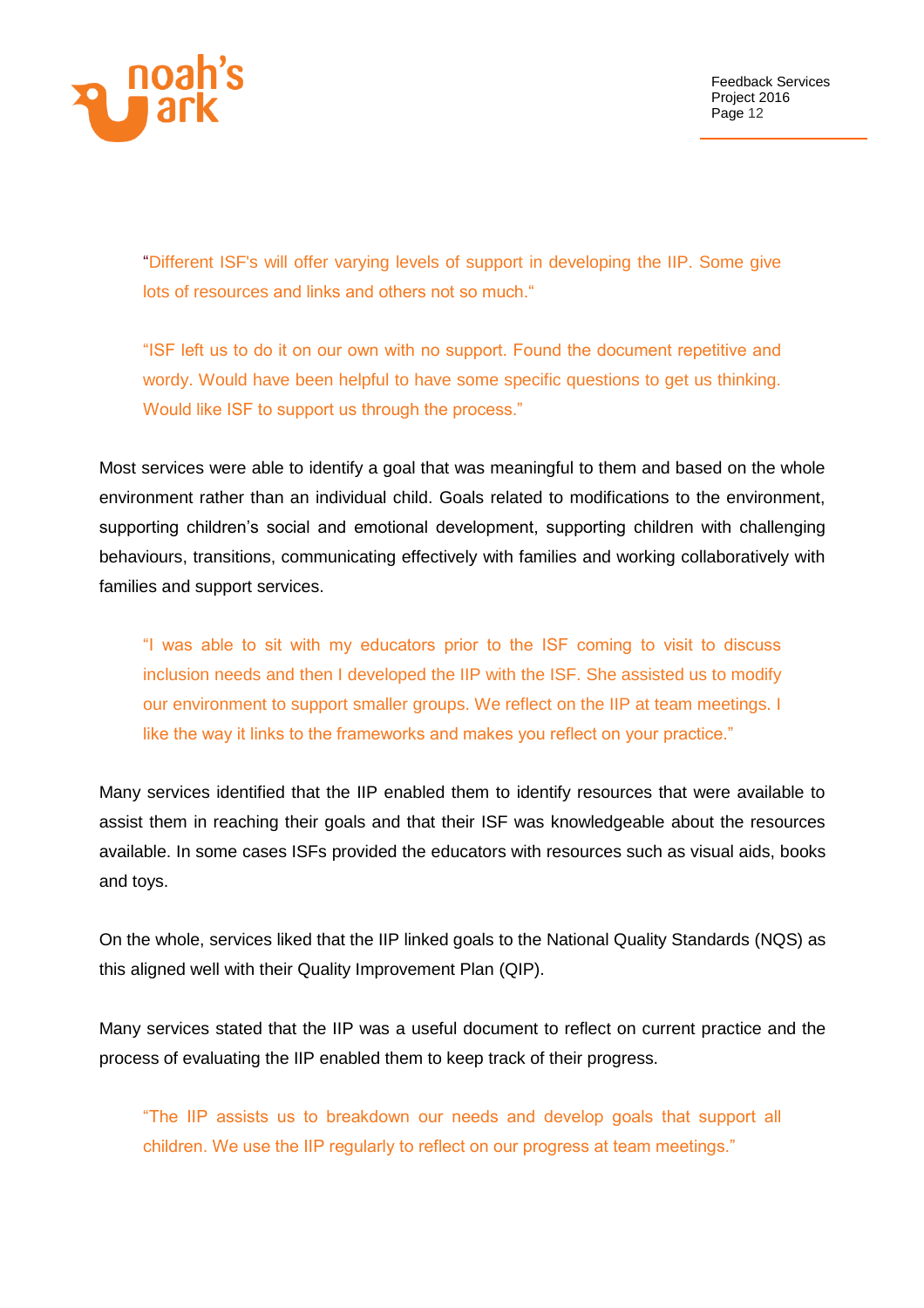> "Different ISF's will offer varying levels of support in developing the IIP. Some give lots of resources and links and others not so much."

> "ISF left us to do it on our own with no support. Found the document repetitive and wordy. Would have been helpful to have some specific questions to get us thinking. Would like ISF to support us through the process."

Most services were able to identify a goal that was meaningful to them and based on the whole environment rather than an individual child. Goals related to modifications to the environment, supporting children's social and emotional development, supporting children with challenging behaviours, transitions, communicating effectively with families and working collaboratively with families and support services.

> "I was able to sit with my educators prior to the ISF coming to visit to discuss inclusion needs and then I developed the IIP with the ISF. She assisted us to modify our environment to support smaller groups. We reflect on the IIP at team meetings. I like the way it links to the frameworks and makes you reflect on your practice."

Many services identified that the IIP enabled them to identify resources that were available to assist them in reaching their goals and that their ISF was knowledgeable about the resources available. In some cases ISFs provided the educators with resources such as visual aids, books and toys.

On the whole, services liked that the IIP linked goals to the National Quality Standards (NQS) as this aligned well with their Quality Improvement Plan (QIP).

Many services stated that the IIP was a useful document to reflect on current practice and the process of evaluating the IIP enabled them to keep track of their progress.

> "The IIP assists us to breakdown our needs and develop goals that support all children. We use the IIP regularly to reflect on our progress at team meetings."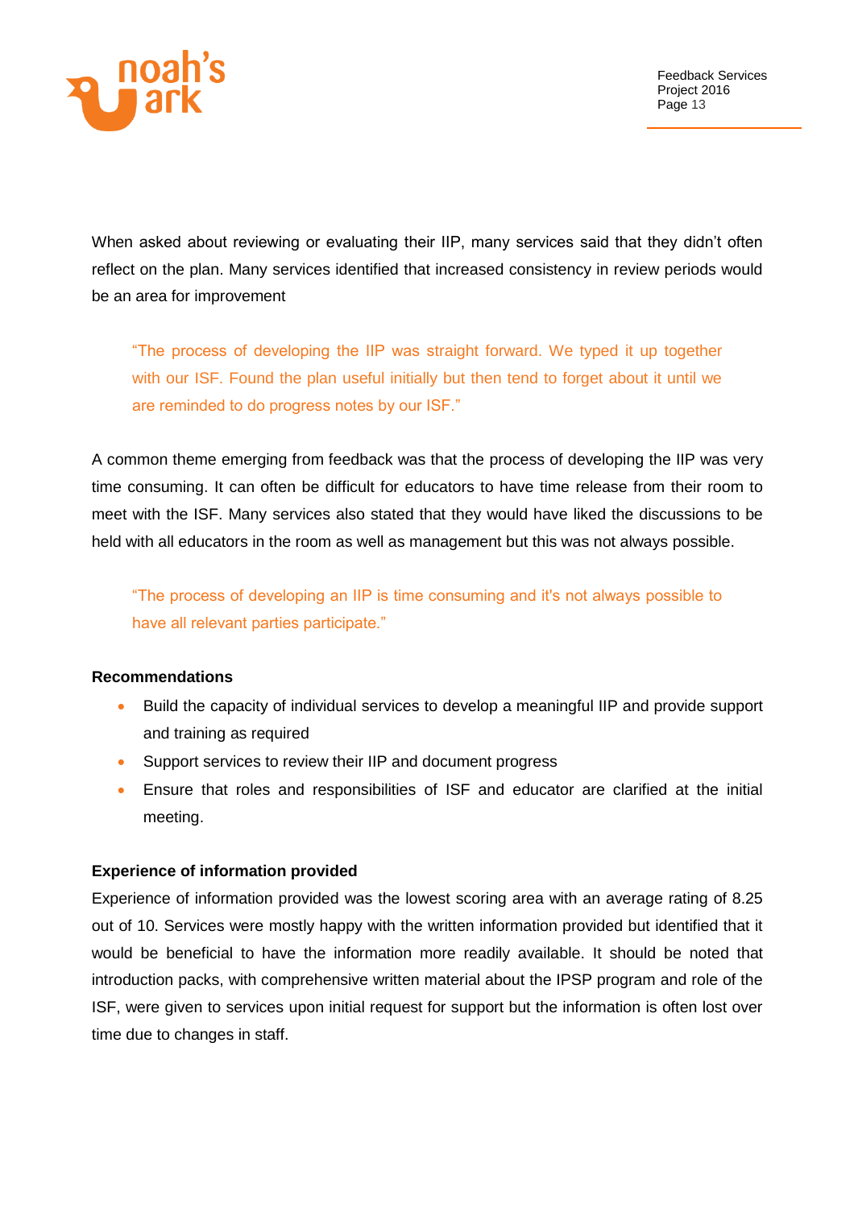When asked about reviewing or evaluating their IIP, many services said that they didn't often reflect on the plan. Many services identified that increased consistency in review periods would be an area for improvement

> "The process of developing the IIP was straight forward. We typed it up together with our ISF. Found the plan useful initially but then tend to forget about it until we are reminded to do progress notes by our ISF."

A common theme emerging from feedback was that the process of developing the IIP was very time consuming. It can often be difficult for educators to have time release from their room to meet with the ISF. Many services also stated that they would have liked the discussions to be held with all educators in the room as well as management but this was not always possible.

> "The process of developing an IIP is time consuming and it's not always possible to have all relevant parties participate."

**Recommendations**

- Build the capacity of individual services to develop a meaningful IIP and provide support and training as required
- Support services to review their IIP and document progress
- Ensure that roles and responsibilities of ISF and educator are clarified at the initial meeting.

**Experience of information provided**

Experience of information provided was the lowest scoring area with an average rating of 8.25 out of 10. Services were mostly happy with the written information provided but identified that it would be beneficial to have the information more readily available. It should be noted that introduction packs, with comprehensive written material about the IPSP program and role of the ISF, were given to services upon initial request for support but the information is often lost over time due to changes in staff.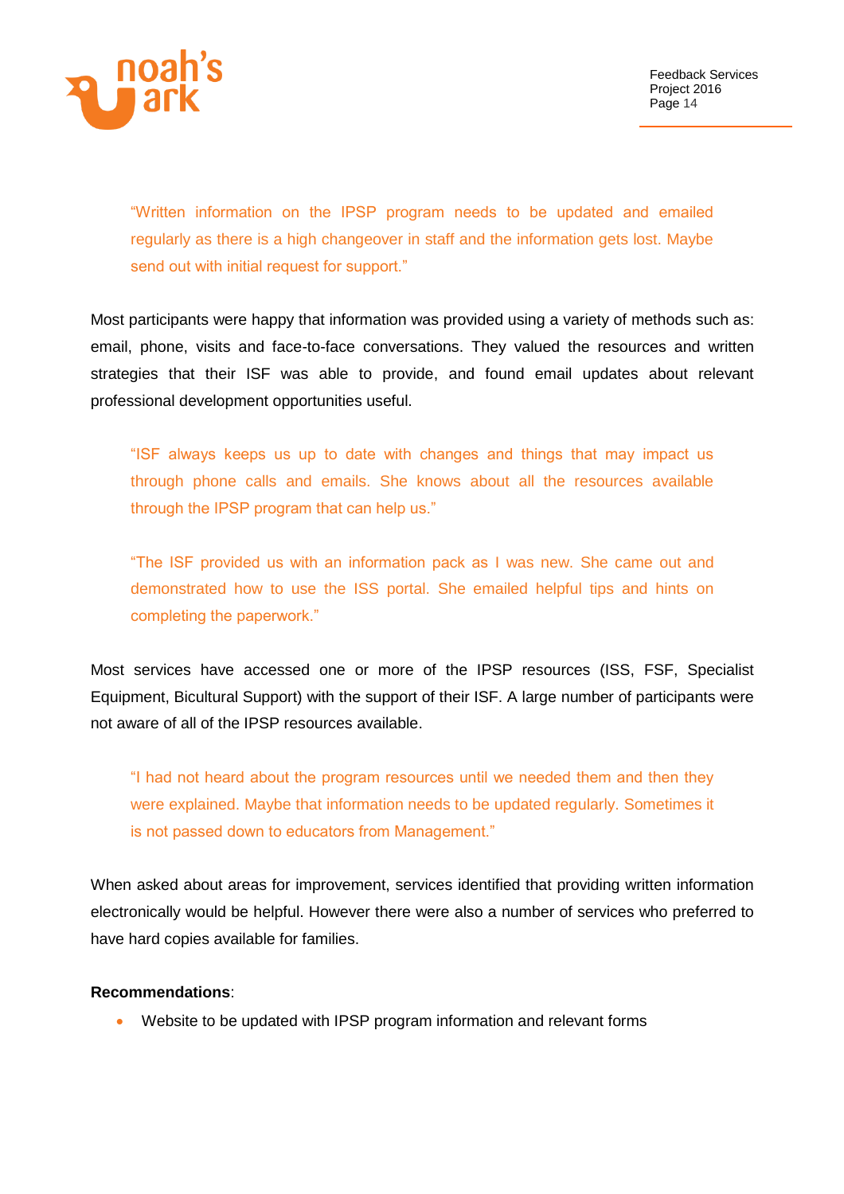> "Written information on the IPSP program needs to be updated and emailed regularly as there is a high changeover in staff and the information gets lost. Maybe send out with initial request for support."

Most participants were happy that information was provided using a variety of methods such as: email, phone, visits and face-to-face conversations. They valued the resources and written strategies that their ISF was able to provide, and found email updates about relevant professional development opportunities useful.

> "ISF always keeps us up to date with changes and things that may impact us through phone calls and emails. She knows about all the resources available through the IPSP program that can help us."

> "The ISF provided us with an information pack as I was new. She came out and demonstrated how to use the ISS portal. She emailed helpful tips and hints on completing the paperwork."

Most services have accessed one or more of the IPSP resources (ISS, FSF, Specialist Equipment, Bicultural Support) with the support of their ISF. A large number of participants were not aware of all of the IPSP resources available.

> "I had not heard about the program resources until we needed them and then they were explained. Maybe that information needs to be updated regularly. Sometimes it is not passed down to educators from Management."

When asked about areas for improvement, services identified that providing written information electronically would be helpful. However there were also a number of services who preferred to have hard copies available for families.

**Recommendations**:

- Website to be updated with IPSP program information and relevant forms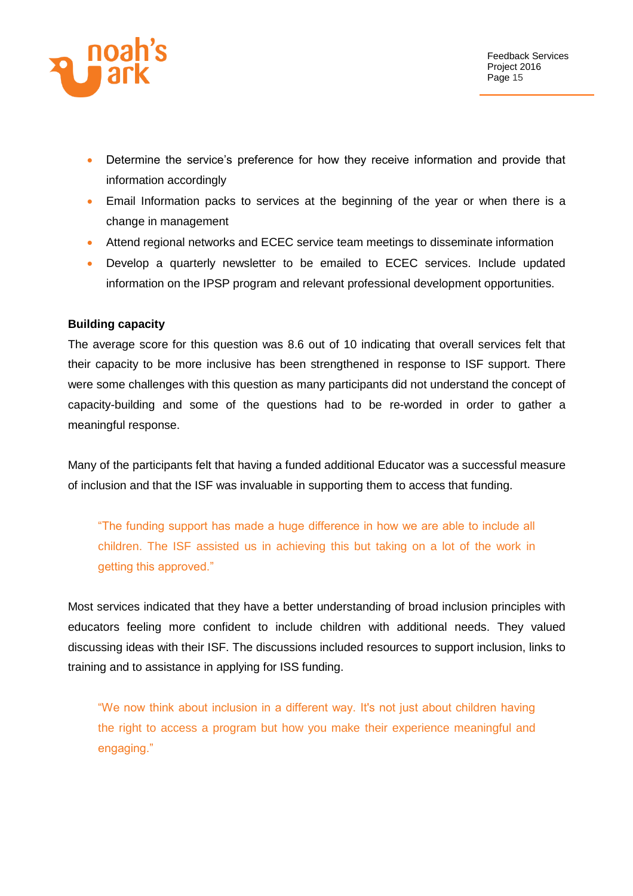- Determine the service's preference for how they receive information and provide that information accordingly
- Email Information packs to services at the beginning of the year or when there is a change in management
- Attend regional networks and ECEC service team meetings to disseminate information
- Develop a quarterly newsletter to be emailed to ECEC services. Include updated information on the IPSP program and relevant professional development opportunities.

**Building capacity**

The average score for this question was 8.6 out of 10 indicating that overall services felt that their capacity to be more inclusive has been strengthened in response to ISF support. There were some challenges with this question as many participants did not understand the concept of capacity-building and some of the questions had to be re-worded in order to gather a meaningful response.

Many of the participants felt that having a funded additional Educator was a successful measure of inclusion and that the ISF was invaluable in supporting them to access that funding.

> "The funding support has made a huge difference in how we are able to include all children. The ISF assisted us in achieving this but taking on a lot of the work in getting this approved."

Most services indicated that they have a better understanding of broad inclusion principles with educators feeling more confident to include children with additional needs. They valued discussing ideas with their ISF. The discussions included resources to support inclusion, links to training and to assistance in applying for ISS funding.

> "We now think about inclusion in a different way. It's not just about children having the right to access a program but how you make their experience meaningful and engaging."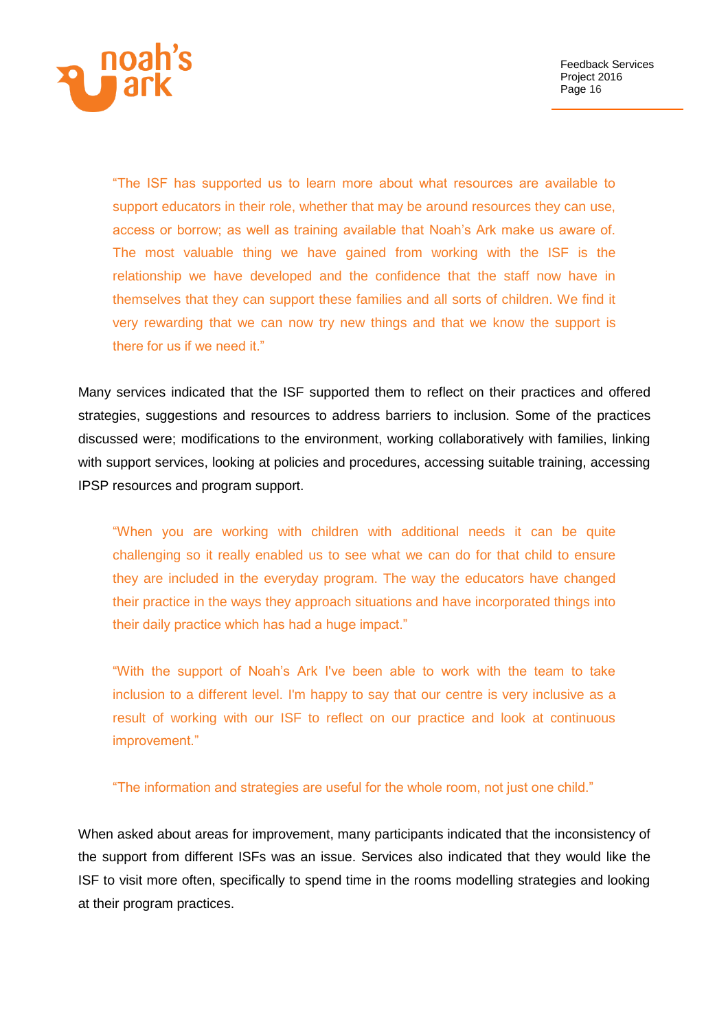> "The ISF has supported us to learn more about what resources are available to support educators in their role, whether that may be around resources they can use, access or borrow; as well as training available that Noah's Ark make us aware of. The most valuable thing we have gained from working with the ISF is the relationship we have developed and the confidence that the staff now have in themselves that they can support these families and all sorts of children. We find it very rewarding that we can now try new things and that we know the support is there for us if we need it."

Many services indicated that the ISF supported them to reflect on their practices and offered strategies, suggestions and resources to address barriers to inclusion. Some of the practices discussed were; modifications to the environment, working collaboratively with families, linking with support services, looking at policies and procedures, accessing suitable training, accessing IPSP resources and program support.

> "When you are working with children with additional needs it can be quite challenging so it really enabled us to see what we can do for that child to ensure they are included in the everyday program. The way the educators have changed their practice in the ways they approach situations and have incorporated things into their daily practice which has had a huge impact."

> "With the support of Noah's Ark I've been able to work with the team to take inclusion to a different level. I'm happy to say that our centre is very inclusive as a result of working with our ISF to reflect on our practice and look at continuous improvement."

> "The information and strategies are useful for the whole room, not just one child."

When asked about areas for improvement, many participants indicated that the inconsistency of the support from different ISFs was an issue. Services also indicated that they would like the ISF to visit more often, specifically to spend time in the rooms modelling strategies and looking at their program practices.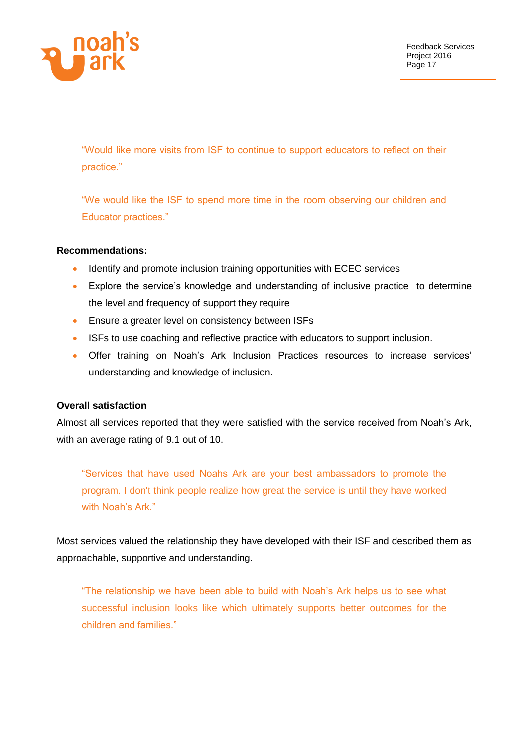"Would like more visits from ISF to continue to support educators to reflect on their practice."

"We would like the ISF to spend more time in the room observing our children and Educator practices."

**Recommendations:**

- Identify and promote inclusion training opportunities with ECEC services
- Explore the service's knowledge and understanding of inclusive practice to determine the level and frequency of support they require
- Ensure a greater level on consistency between ISFs
- ISFs to use coaching and reflective practice with educators to support inclusion.
- Offer training on Noah's Ark Inclusion Practices resources to increase services' understanding and knowledge of inclusion.

**Overall satisfaction**

Almost all services reported that they were satisfied with the service received from Noah's Ark, with an average rating of 9.1 out of 10.

"Services that have used Noahs Ark are your best ambassadors to promote the program. I don't think people realize how great the service is until they have worked with Noah's Ark."

Most services valued the relationship they have developed with their ISF and described them as approachable, supportive and understanding.

"The relationship we have been able to build with Noah's Ark helps us to see what successful inclusion looks like which ultimately supports better outcomes for the children and families."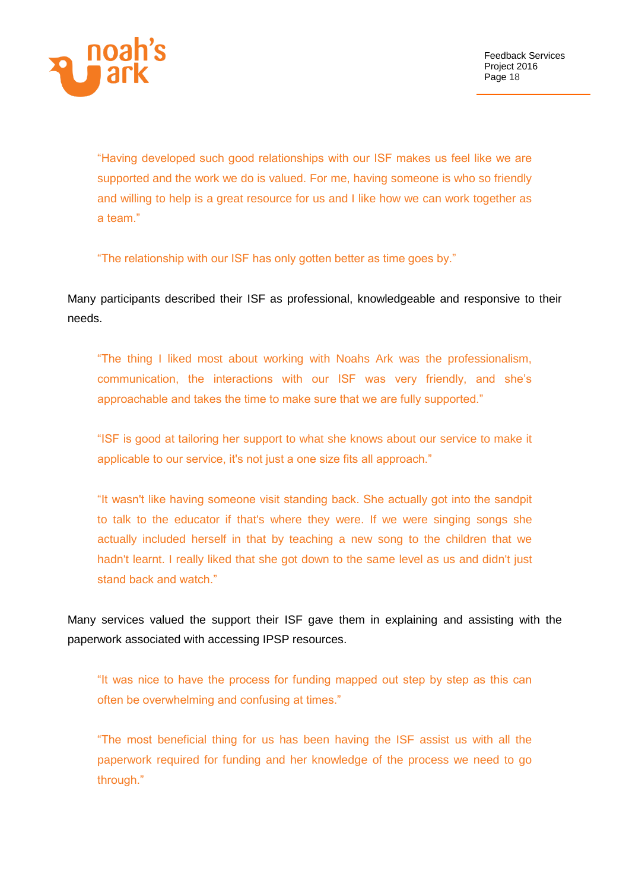> “Having developed such good relationships with our ISF makes us feel like we are supported and the work we do is valued. For me, having someone is who so friendly and willing to help is a great resource for us and I like how we can work together as a team.”

> “The relationship with our ISF has only gotten better as time goes by.”

Many participants described their ISF as professional, knowledgeable and responsive to their needs.

> “The thing I liked most about working with Noahs Ark was the professionalism, communication, the interactions with our ISF was very friendly, and she’s approachable and takes the time to make sure that we are fully supported.”

> “ISF is good at tailoring her support to what she knows about our service to make it applicable to our service, it's not just a one size fits all approach.”

> “It wasn't like having someone visit standing back. She actually got into the sandpit to talk to the educator if that's where they were. If we were singing songs she actually included herself in that by teaching a new song to the children that we hadn't learnt. I really liked that she got down to the same level as us and didn't just stand back and watch.”

Many services valued the support their ISF gave them in explaining and assisting with the paperwork associated with accessing IPSP resources.

> “It was nice to have the process for funding mapped out step by step as this can often be overwhelming and confusing at times.”

> “The most beneficial thing for us has been having the ISF assist us with all the paperwork required for funding and her knowledge of the process we need to go through.”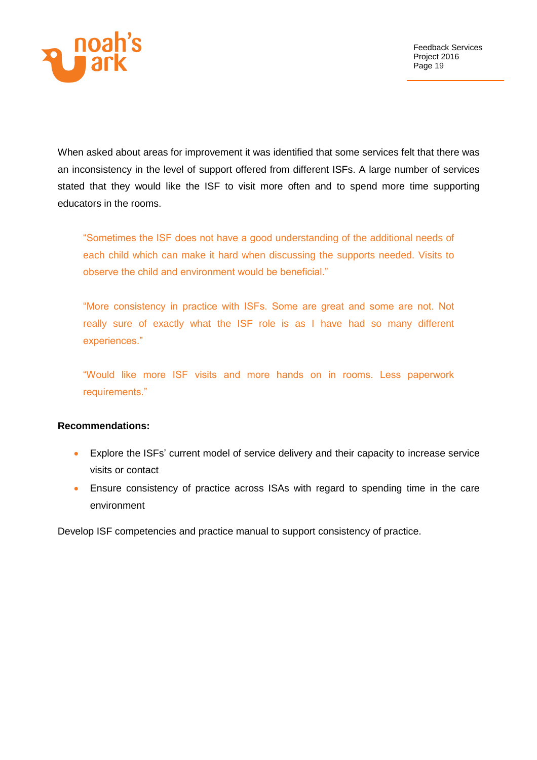When asked about areas for improvement it was identified that some services felt that there was an inconsistency in the level of support offered from different ISFs. A large number of services stated that they would like the ISF to visit more often and to spend more time supporting educators in the rooms.

> "Sometimes the ISF does not have a good understanding of the additional needs of each child which can make it hard when discussing the supports needed. Visits to observe the child and environment would be beneficial."

> "More consistency in practice with ISFs. Some are great and some are not. Not really sure of exactly what the ISF role is as I have had so many different experiences."

> "Would like more ISF visits and more hands on in rooms. Less paperwork requirements."

**Recommendations:**

- Explore the ISFs' current model of service delivery and their capacity to increase service visits or contact
- Ensure consistency of practice across ISAs with regard to spending time in the care environment

Develop ISF competencies and practice manual to support consistency of practice.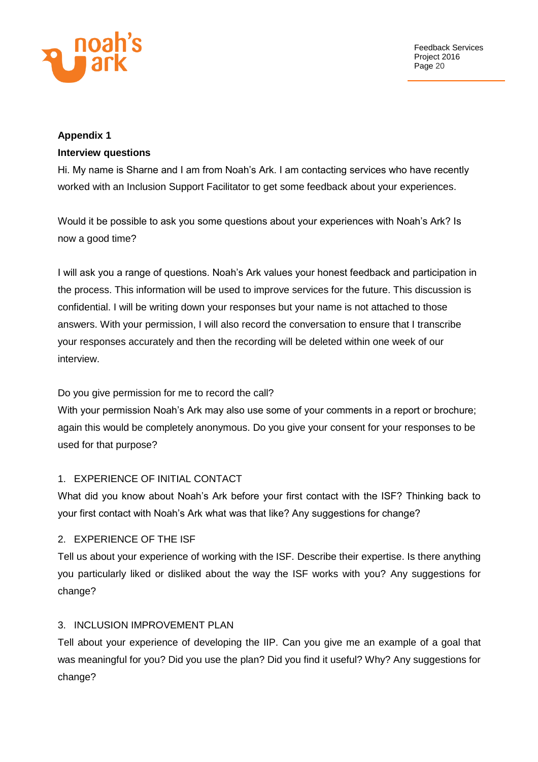**Appendix 1**

**Interview questions**

Hi. My name is Sharne and I am from Noah's Ark. I am contacting services who have recently worked with an Inclusion Support Facilitator to get some feedback about your experiences.

Would it be possible to ask you some questions about your experiences with Noah's Ark? Is now a good time?

I will ask you a range of questions. Noah's Ark values your honest feedback and participation in the process. This information will be used to improve services for the future. This discussion is confidential. I will be writing down your responses but your name is not attached to those answers. With your permission, I will also record the conversation to ensure that I transcribe your responses accurately and then the recording will be deleted within one week of our interview.

Do you give permission for me to record the call?

With your permission Noah's Ark may also use some of your comments in a report or brochure; again this would be completely anonymous. Do you give your consent for your responses to be used for that purpose?

1. EXPERIENCE OF INITIAL CONTACT

What did you know about Noah's Ark before your first contact with the ISF? Thinking back to your first contact with Noah's Ark what was that like? Any suggestions for change?

2. EXPERIENCE OF THE ISF

Tell us about your experience of working with the ISF. Describe their expertise. Is there anything you particularly liked or disliked about the way the ISF works with you? Any suggestions for change?

3. INCLUSION IMPROVEMENT PLAN

Tell about your experience of developing the IIP. Can you give me an example of a goal that was meaningful for you? Did you use the plan? Did you find it useful? Why? Any suggestions for change?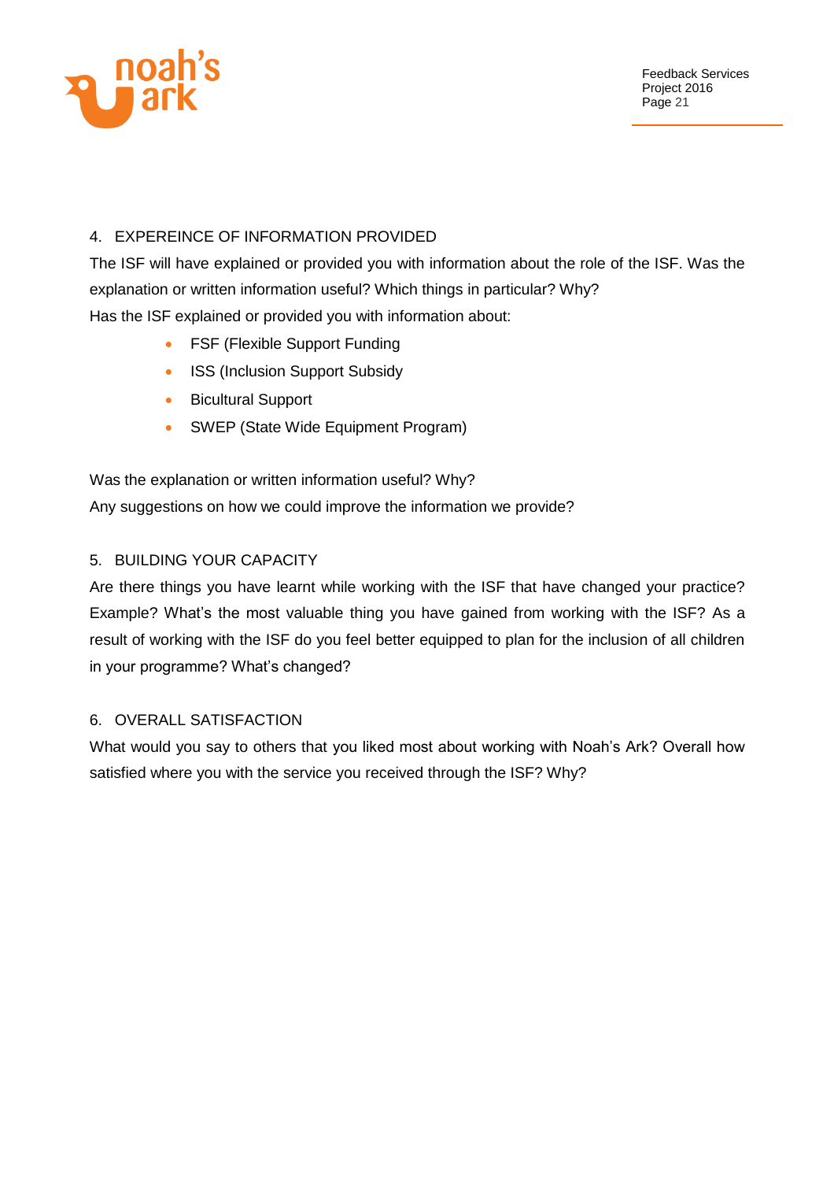4. EXPEREINCE OF INFORMATION PROVIDED

The ISF will have explained or provided you with information about the role of the ISF. Was the explanation or written information useful? Which things in particular? Why?

Has the ISF explained or provided you with information about:

- FSF (Flexible Support Funding
- ISS (Inclusion Support Subsidy
- Bicultural Support
- SWEP (State Wide Equipment Program)

Was the explanation or written information useful? Why?

Any suggestions on how we could improve the information we provide?

5. BUILDING YOUR CAPACITY

Are there things you have learnt while working with the ISF that have changed your practice? Example? What's the most valuable thing you have gained from working with the ISF? As a result of working with the ISF do you feel better equipped to plan for the inclusion of all children in your programme? What's changed?

6. OVERALL SATISFACTION

What would you say to others that you liked most about working with Noah's Ark? Overall how satisfied where you with the service you received through the ISF? Why?